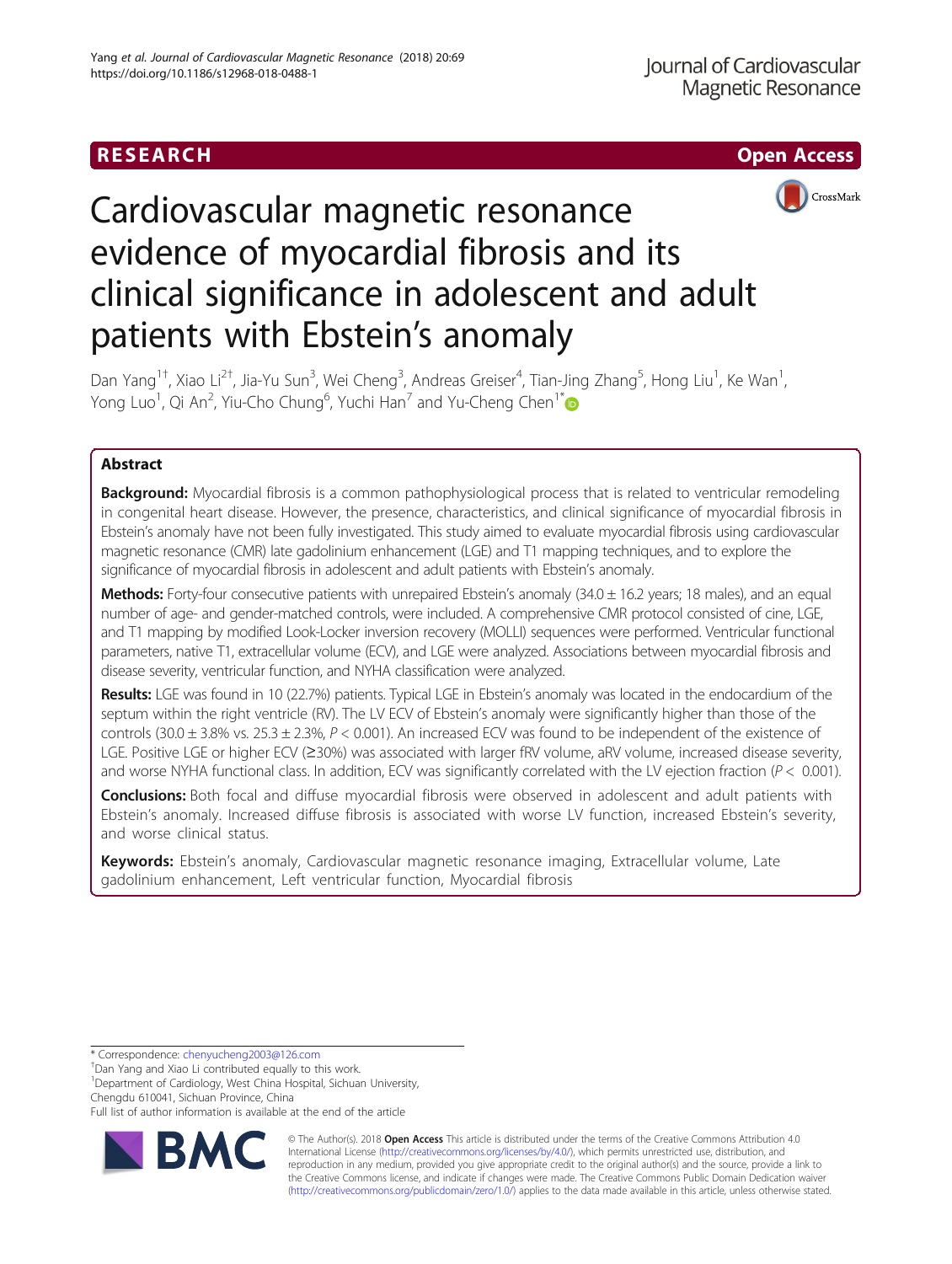RESEARCH

Open Access

# Cardiovascular magnetic resonance evidence of myocardial fibrosis and its clinical significance in adolescent and adult patients with Ebstein's anomaly

Dan Yang[1†], Xiao Li[2†], Jia-Yu Sun[3], Wei Cheng[3], Andreas Greiser[4], Tian-Jing Zhang[5], Hong Liu[1], Ke Wan[1], Yong Luo[1], Qi An[2], Yiu-Cho Chung[6], Yuchi Han[7] and Yu-Cheng Chen[1*]

## Abstract

**Background:** Myocardial fibrosis is a common pathophysiological process that is related to ventricular remodeling in congenital heart disease. However, the presence, characteristics, and clinical significance of myocardial fibrosis in Ebstein's anomaly have not been fully investigated. This study aimed to evaluate myocardial fibrosis using cardiovascular magnetic resonance (CMR) late gadolinium enhancement (LGE) and T1 mapping techniques, and to explore the significance of myocardial fibrosis in adolescent and adult patients with Ebstein's anomaly.

**Methods:** Forty-four consecutive patients with unrepaired Ebstein's anomaly (34.0 ± 16.2 years; 18 males), and an equal number of age- and gender-matched controls, were included. A comprehensive CMR protocol consisted of cine, LGE, and T1 mapping by modified Look-Locker inversion recovery (MOLLI) sequences were performed. Ventricular functional parameters, native T1, extracellular volume (ECV), and LGE were analyzed. Associations between myocardial fibrosis and disease severity, ventricular function, and NYHA classification were analyzed.

**Results:** LGE was found in 10 (22.7%) patients. Typical LGE in Ebstein's anomaly was located in the endocardium of the septum within the right ventricle (RV). The LV ECV of Ebstein's anomaly were significantly higher than those of the controls (30.0 ± 3.8% vs. 25.3 ± 2.3%, $P < 0.001$). An increased ECV was found to be independent of the existence of LGE. Positive LGE or higher ECV (≥30%) was associated with larger fRV volume, aRV volume, increased disease severity, and worse NYHA functional class. In addition, ECV was significantly correlated with the LV ejection fraction ($P < 0.001$).

**Conclusions:** Both focal and diffuse myocardial fibrosis were observed in adolescent and adult patients with Ebstein's anomaly. Increased diffuse fibrosis is associated with worse LV function, increased Ebstein's severity, and worse clinical status.

**Keywords:** Ebstein's anomaly, Cardiovascular magnetic resonance imaging, Extracellular volume, Late gadolinium enhancement, Left ventricular function, Myocardial fibrosis

* Correspondence: chenyucheng2003@126.com

†Dan Yang and Xiao Li contributed equally to this work.

[1]Department of Cardiology, West China Hospital, Sichuan University, Chengdu 610041, Sichuan Province, China

Full list of author information is available at the end of the article

© The Author(s). 2018 **Open Access** This article is distributed under the terms of the Creative Commons Attribution 4.0 International License (http://creativecommons.org/licenses/by/4.0/), which permits unrestricted use, distribution, and reproduction in any medium, provided you give appropriate credit to the original author(s) and the source, provide a link to the Creative Commons license, and indicate if changes were made. The Creative Commons Public Domain Dedication waiver (http://creativecommons.org/publicdomain/zero/1.0/) applies to the data made available in this article, unless otherwise stated.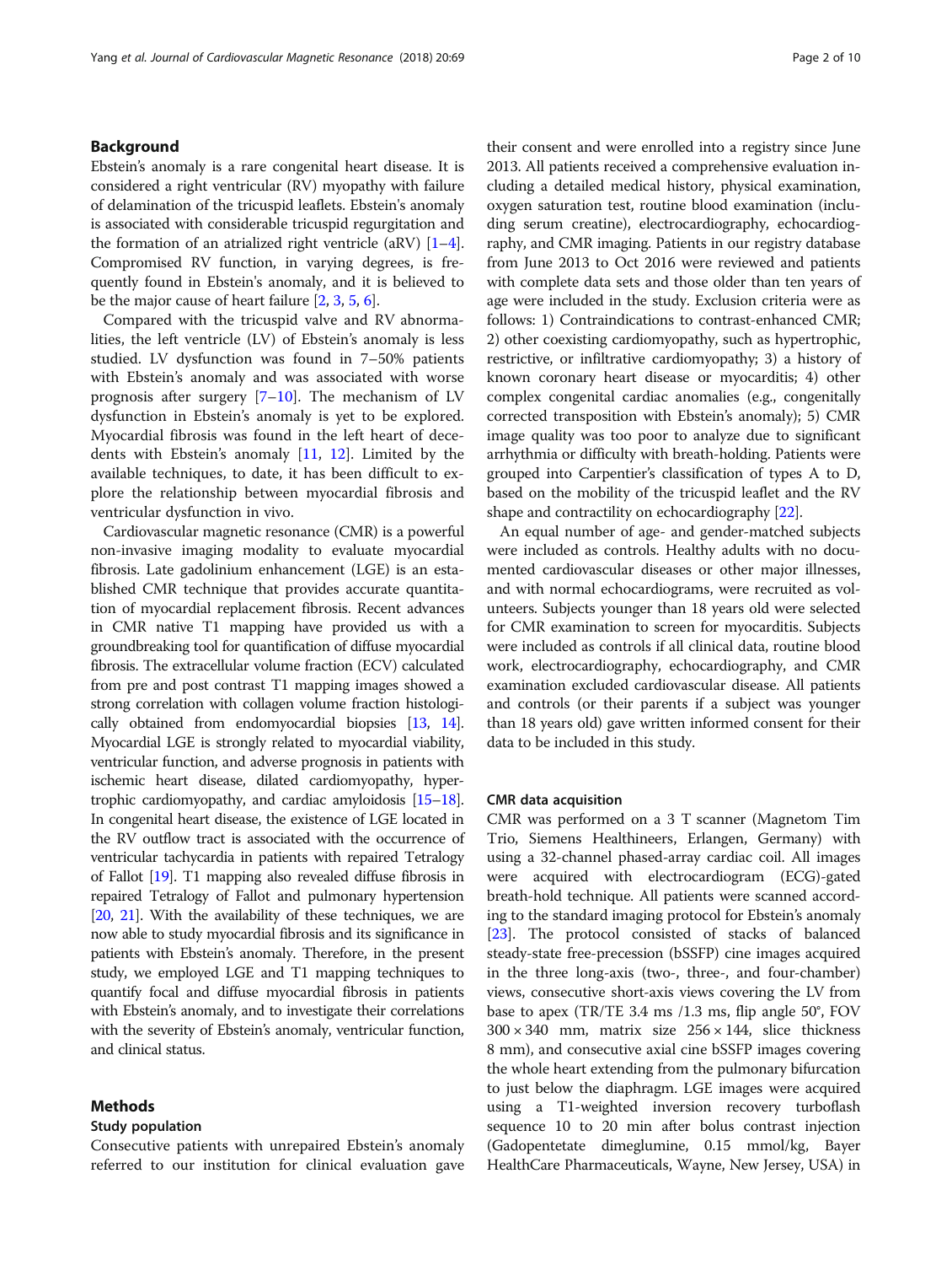## Background

Ebstein's anomaly is a rare congenital heart disease. It is considered a right ventricular (RV) myopathy with failure of delamination of the tricuspid leaflets. Ebstein's anomaly is associated with considerable tricuspid regurgitation and the formation of an atrialized right ventricle (aRV) [1–4]. Compromised RV function, in varying degrees, is frequently found in Ebstein's anomaly, and it is believed to be the major cause of heart failure [2, 3, 5, 6].

Compared with the tricuspid valve and RV abnormalities, the left ventricle (LV) of Ebstein's anomaly is less studied. LV dysfunction was found in 7–50% patients with Ebstein's anomaly and was associated with worse prognosis after surgery [7–10]. The mechanism of LV dysfunction in Ebstein's anomaly is yet to be explored. Myocardial fibrosis was found in the left heart of decedents with Ebstein's anomaly [11, 12]. Limited by the available techniques, to date, it has been difficult to explore the relationship between myocardial fibrosis and ventricular dysfunction in vivo.

Cardiovascular magnetic resonance (CMR) is a powerful non-invasive imaging modality to evaluate myocardial fibrosis. Late gadolinium enhancement (LGE) is an established CMR technique that provides accurate quantitation of myocardial replacement fibrosis. Recent advances in CMR native T1 mapping have provided us with a groundbreaking tool for quantification of diffuse myocardial fibrosis. The extracellular volume fraction (ECV) calculated from pre and post contrast T1 mapping images showed a strong correlation with collagen volume fraction histologically obtained from endomyocardial biopsies [13, 14]. Myocardial LGE is strongly related to myocardial viability, ventricular function, and adverse prognosis in patients with ischemic heart disease, dilated cardiomyopathy, hypertrophic cardiomyopathy, and cardiac amyloidosis [15–18]. In congenital heart disease, the existence of LGE located in the RV outflow tract is associated with the occurrence of ventricular tachycardia in patients with repaired Tetralogy of Fallot [19]. T1 mapping also revealed diffuse fibrosis in repaired Tetralogy of Fallot and pulmonary hypertension [20, 21]. With the availability of these techniques, we are now able to study myocardial fibrosis and its significance in patients with Ebstein's anomaly. Therefore, in the present study, we employed LGE and T1 mapping techniques to quantify focal and diffuse myocardial fibrosis in patients with Ebstein's anomaly, and to investigate their correlations with the severity of Ebstein's anomaly, ventricular function, and clinical status.

## Methods

### Study population

Consecutive patients with unrepaired Ebstein's anomaly referred to our institution for clinical evaluation gave their consent and were enrolled into a registry since June 2013. All patients received a comprehensive evaluation including a detailed medical history, physical examination, oxygen saturation test, routine blood examination (including serum creatine), electrocardiography, echocardiography, and CMR imaging. Patients in our registry database from June 2013 to Oct 2016 were reviewed and patients with complete data sets and those older than ten years of age were included in the study. Exclusion criteria were as follows: 1) Contraindications to contrast-enhanced CMR; 2) other coexisting cardiomyopathy, such as hypertrophic, restrictive, or infiltrative cardiomyopathy; 3) a history of known coronary heart disease or myocarditis; 4) other complex congenital cardiac anomalies (e.g., congenitally corrected transposition with Ebstein's anomaly); 5) CMR image quality was too poor to analyze due to significant arrhythmia or difficulty with breath-holding. Patients were grouped into Carpentier's classification of types A to D, based on the mobility of the tricuspid leaflet and the RV shape and contractility on echocardiography [22].

An equal number of age- and gender-matched subjects were included as controls. Healthy adults with no documented cardiovascular diseases or other major illnesses, and with normal echocardiograms, were recruited as volunteers. Subjects younger than 18 years old were selected for CMR examination to screen for myocarditis. Subjects were included as controls if all clinical data, routine blood work, electrocardiography, echocardiography, and CMR examination excluded cardiovascular disease. All patients and controls (or their parents if a subject was younger than 18 years old) gave written informed consent for their data to be included in this study.

### CMR data acquisition

CMR was performed on a 3 T scanner (Magnetom Tim Trio, Siemens Healthineers, Erlangen, Germany) with using a 32-channel phased-array cardiac coil. All images were acquired with electrocardiogram (ECG)-gated breath-hold technique. All patients were scanned according to the standard imaging protocol for Ebstein's anomaly [23]. The protocol consisted of stacks of balanced steady-state free-precession (bSSFP) cine images acquired in the three long-axis (two-, three-, and four-chamber) views, consecutive short-axis views covering the LV from base to apex (TR/TE 3.4 ms /1.3 ms, flip angle 50°, FOV 300 × 340 mm, matrix size 256 × 144, slice thickness 8 mm), and consecutive axial cine bSSFP images covering the whole heart extending from the pulmonary bifurcation to just below the diaphragm. LGE images were acquired using a T1-weighted inversion recovery turboflash sequence 10 to 20 min after bolus contrast injection (Gadopentetate dimeglumine, 0.15 mmol/kg, Bayer HealthCare Pharmaceuticals, Wayne, New Jersey, USA) in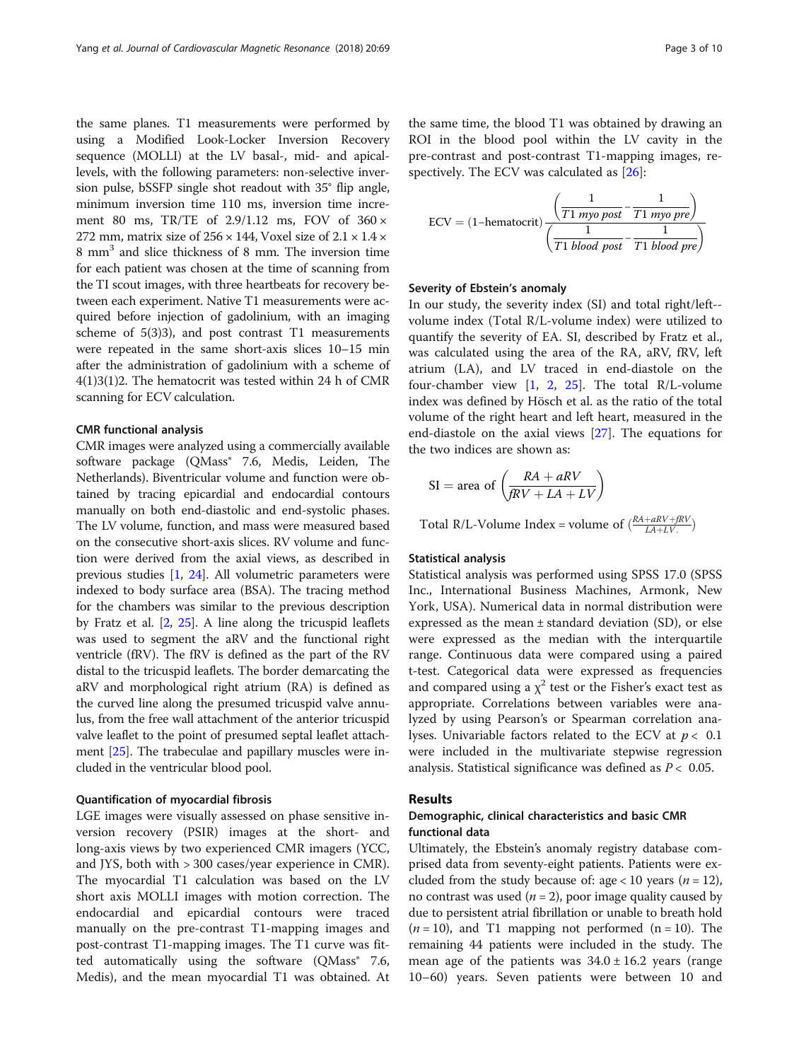the same planes. T1 measurements were performed by using a Modified Look-Locker Inversion Recovery sequence (MOLLI) at the LV basal-, mid- and apical-levels, with the following parameters: non-selective inversion pulse, bSSFP single shot readout with 35° flip angle, minimum inversion time 110 ms, inversion time increment 80 ms, TR/TE of 2.9/1.12 ms, FOV of 360 × 272 mm, matrix size of 256 × 144, Voxel size of 2.1 × 1.4 × 8 $mm^3$ and slice thickness of 8 mm. The inversion time for each patient was chosen at the time of scanning from the TI scout images, with three heartbeats for recovery between each experiment. Native T1 measurements were acquired before injection of gadolinium, with an imaging scheme of 5(3)3), and post contrast T1 measurements were repeated in the same short-axis slices 10–15 min after the administration of gadolinium with a scheme of 4(1)3(1)2. The hematocrit was tested within 24 h of CMR scanning for ECV calculation.

### CMR functional analysis

CMR images were analyzed using a commercially available software package (QMass® 7.6, Medis, Leiden, The Netherlands). Biventricular volume and function were obtained by tracing epicardial and endocardial contours manually on both end-diastolic and end-systolic phases. The LV volume, function, and mass were measured based on the consecutive short-axis slices. RV volume and function were derived from the axial views, as described in previous studies [1, 24]. All volumetric parameters were indexed to body surface area (BSA). The tracing method for the chambers was similar to the previous description by Fratz et al. [2, 25]. A line along the tricuspid leaflets was used to segment the aRV and the functional right ventricle (fRV). The fRV is defined as the part of the RV distal to the tricuspid leaflets. The border demarcating the aRV and morphological right atrium (RA) is defined as the curved line along the presumed tricuspid valve annulus, from the free wall attachment of the anterior tricuspid valve leaflet to the point of presumed septal leaflet attachment [25]. The trabeculae and papillary muscles were included in the ventricular blood pool.

### Quantification of myocardial fibrosis

LGE images were visually assessed on phase sensitive inversion recovery (PSIR) images at the short- and long-axis views by two experienced CMR imagers (YCC, and JYS, both with > 300 cases/year experience in CMR). The myocardial T1 calculation was based on the LV short axis MOLLI images with motion correction. The endocardial and epicardial contours were traced manually on the pre-contrast T1-mapping images and post-contrast T1-mapping images. The T1 curve was fitted automatically using the software (QMass® 7.6, Medis), and the mean myocardial T1 was obtained. At the same time, the blood T1 was obtained by drawing an ROI in the blood pool within the LV cavity in the pre-contrast and post-contrast T1-mapping images, respectively. The ECV was calculated as [26]:

$$\mathrm{ECV} = (1\text{–hematocrit})\frac{\left(\dfrac{1}{T1\ myo\ post} - \dfrac{1}{T1\ myo\ pre}\right)}{\left(\dfrac{1}{T1\ blood\ post} - \dfrac{1}{T1\ blood\ pre}\right)}$$

### Severity of Ebstein's anomaly

In our study, the severity index (SI) and total right/left-volume index (Total R/L-volume index) were utilized to quantify the severity of EA. SI, described by Fratz et al., was calculated using the area of the RA, aRV, fRV, left atrium (LA), and LV traced in end-diastole on the four-chamber view [1, 2, 25]. The total R/L-volume index was defined by Hösch et al. as the ratio of the total volume of the right heart and left heart, measured in the end-diastole on the axial views [27]. The equations for the two indices are shown as:

$$\mathrm{SI} = \text{area of}\left(\frac{RA + aRV}{fRV + LA + LV}\right)$$

$$\text{Total R/L-Volume Index} = \text{volume of}\left(\frac{RA + aRV + fRV}{LA + LV.}\right)$$

### Statistical analysis

Statistical analysis was performed using SPSS 17.0 (SPSS Inc., International Business Machines, Armonk, New York, USA). Numerical data in normal distribution were expressed as the mean ± standard deviation (SD), or else were expressed as the median with the interquartile range. Continuous data were compared using a paired t-test. Categorical data were expressed as frequencies and compared using a $\chi^2$ test or the Fisher's exact test as appropriate. Correlations between variables were analyzed by using Pearson's or Spearman correlation analyses. Univariable factors related to the ECV at $p < 0.1$ were included in the multivariate stepwise regression analysis. Statistical significance was defined as $P < 0.05$.

## Results

### Demographic, clinical characteristics and basic CMR functional data

Ultimately, the Ebstein's anomaly registry database comprised data from seventy-eight patients. Patients were excluded from the study because of: age < 10 years ($n = 12$), no contrast was used ($n = 2$), poor image quality caused by due to persistent atrial fibrillation or unable to breath hold ($n = 10$), and T1 mapping not performed ($n = 10$). The remaining 44 patients were included in the study. The mean age of the patients was 34.0 ± 16.2 years (range 10–60) years. Seven patients were between 10 and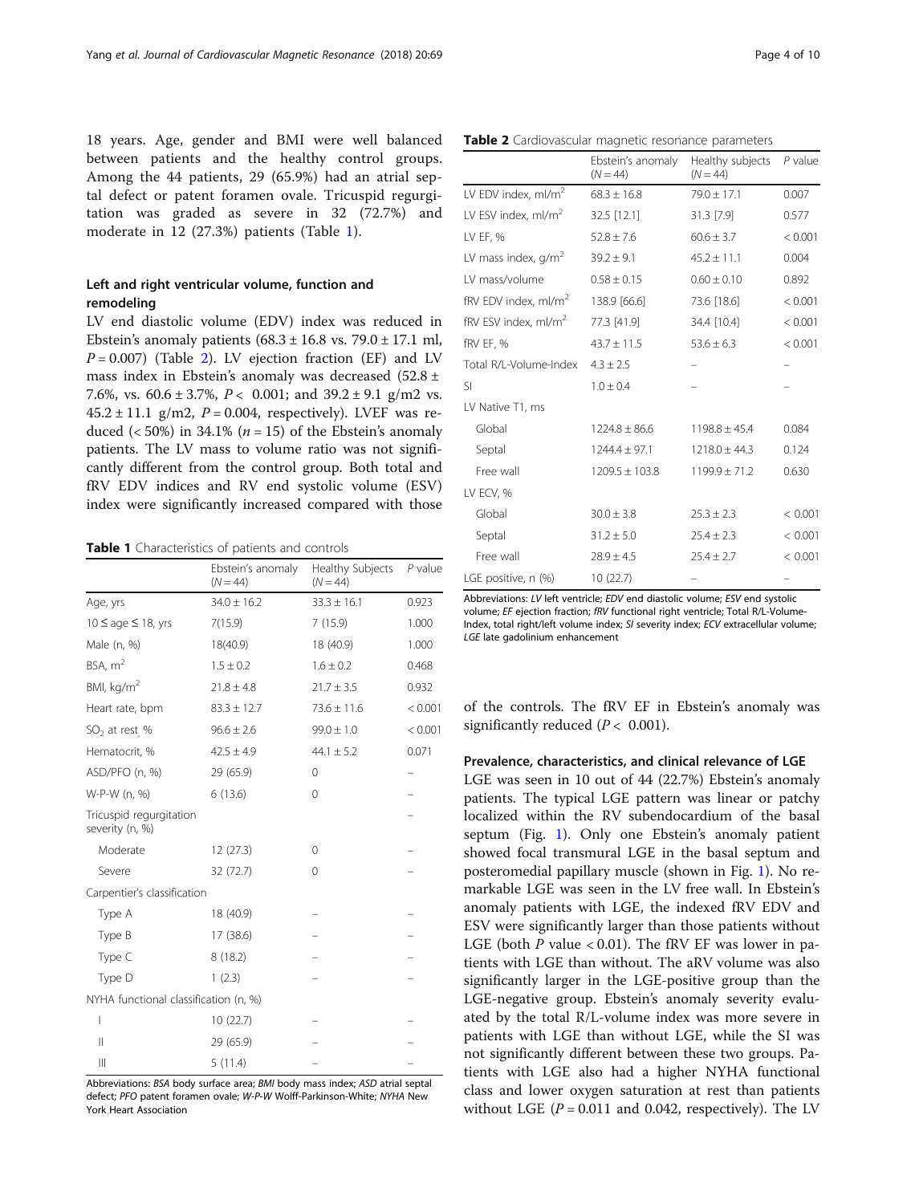18 years. Age, gender and BMI were well balanced between patients and the healthy control groups. Among the 44 patients, 29 (65.9%) had an atrial septal defect or patent foramen ovale. Tricuspid regurgitation was graded as severe in 32 (72.7%) and moderate in 12 (27.3%) patients (Table 1).

## Left and right ventricular volume, function and remodeling

LV end diastolic volume (EDV) index was reduced in Ebstein's anomaly patients (68.3 ± 16.8 vs. 79.0 ± 17.1 ml, $P = 0.007$) (Table 2). LV ejection fraction (EF) and LV mass index in Ebstein's anomaly was decreased (52.8 ± 7.6%, vs. 60.6 ± 3.7%, $P < 0.001$; and 39.2 ± 9.1 g/m2 vs. 45.2 ± 11.1 g/m2, $P = 0.004$, respectively). LVEF was reduced (< 50%) in 34.1% ($n = 15$) of the Ebstein's anomaly patients. The LV mass to volume ratio was not significantly different from the control group. Both total and fRV EDV indices and RV end systolic volume (ESV) index were significantly increased compared with those of the controls. The fRV EF in Ebstein's anomaly was significantly reduced ($P < 0.001$).

**Table 1** Characteristics of patients and controls

| | Ebstein's anomaly ($N = 44$) | Healthy Subjects ($N = 44$) | $P$ value |
|---|---|---|---|
| Age, yrs | 34.0 ± 16.2 | 33.3 ± 16.1 | 0.923 |
| 10 ≤ age ≤ 18, yrs | 7(15.9) | 7 (15.9) | 1.000 |
| Male (n, %) | 18(40.9) | 18 (40.9) | 1.000 |
| BSA, $m^2$ | 1.5 ± 0.2 | 1.6 ± 0.2 | 0.468 |
| BMI, $kg/m^2$ | 21.8 ± 4.8 | 21.7 ± 3.5 | 0.932 |
| Heart rate, bpm | 83.3 ± 12.7 | 73.6 ± 11.6 | < 0.001 |
| $SO_2$ at rest, % | 96.6 ± 2.6 | 99.0 ± 1.0 | < 0.001 |
| Hematocrit, % | 42.5 ± 4.9 | 44.1 ± 5.2 | 0.071 |
| ASD/PFO (n, %) | 29 (65.9) | 0 | – |
| W-P-W (n, %) | 6 (13.6) | 0 | – |
| Tricuspid regurgitation severity (n, %) | | | – |
| Moderate | 12 (27.3) | 0 | – |
| Severe | 32 (72.7) | 0 | – |
| Carpentier's classification | | | |
| Type A | 18 (40.9) | – | – |
| Type B | 17 (38.6) | – | – |
| Type C | 8 (18.2) | – | – |
| Type D | 1 (2.3) | – | – |
| NYHA functional classification (n, %) | | | |
| I | 10 (22.7) | – | – |
| II | 29 (65.9) | – | – |
| III | 5 (11.4) | – | – |

Abbreviations: *BSA* body surface area; *BMI* body mass index; *ASD* atrial septal defect; *PFO* patent foramen ovale; *W-P-W* Wolff-Parkinson-White; *NYHA* New York Heart Association

**Table 2** Cardiovascular magnetic resonance parameters

| | Ebstein's anomaly ($N = 44$) | Healthy subjects ($N = 44$) | $P$ value |
|---|---|---|---|
| LV EDV index, $ml/m^2$ | 68.3 ± 16.8 | 79.0 ± 17.1 | 0.007 |
| LV ESV index, $ml/m^2$ | 32.5 [12.1] | 31.3 [7.9] | 0.577 |
| LV EF, % | 52.8 ± 7.6 | 60.6 ± 3.7 | < 0.001 |
| LV mass index, $g/m^2$ | 39.2 ± 9.1 | 45.2 ± 11.1 | 0.004 |
| LV mass/volume | 0.58 ± 0.15 | 0.60 ± 0.10 | 0.892 |
| fRV EDV index, $ml/m^2$ | 138.9 [66.6] | 73.6 [18.6] | < 0.001 |
| fRV ESV index, $ml/m^2$ | 77.3 [41.9] | 34.4 [10.4] | < 0.001 |
| fRV EF, % | 43.7 ± 11.5 | 53.6 ± 6.3 | < 0.001 |
| Total R/L-Volume-Index | 4.3 ± 2.5 | – | – |
| SI | 1.0 ± 0.4 | – | – |
| LV Native T1, ms | | | |
| Global | 1224.8 ± 86.6 | 1198.8 ± 45.4 | 0.084 |
| Septal | 1244.4 ± 97.1 | 1218.0 ± 44.3 | 0.124 |
| Free wall | 1209.5 ± 103.8 | 1199.9 ± 71.2 | 0.630 |
| LV ECV, % | | | |
| Global | 30.0 ± 3.8 | 25.3 ± 2.3 | < 0.001 |
| Septal | 31.2 ± 5.0 | 25.4 ± 2.3 | < 0.001 |
| Free wall | 28.9 ± 4.5 | 25.4 ± 2.7 | < 0.001 |
| LGE positive, n (%) | 10 (22.7) | – | – |

Abbreviations: *LV* left ventricle; *EDV* end diastolic volume; *ESV* end systolic volume; *EF* ejection fraction; *fRV* functional right ventricle; Total R/L-Volume-Index, total right/left volume index; *SI* severity index; *ECV* extracellular volume; *LGE* late gadolinium enhancement

### Prevalence, characteristics, and clinical relevance of LGE

LGE was seen in 10 out of 44 (22.7%) Ebstein's anomaly patients. The typical LGE pattern was linear or patchy localized within the RV subendocardium of the basal septum (Fig. 1). Only one Ebstein's anomaly patient showed focal transmural LGE in the basal septum and posteromedial papillary muscle (shown in Fig. 1). No remarkable LGE was seen in the LV free wall. In Ebstein's anomaly patients with LGE, the indexed fRV EDV and ESV were significantly larger than those patients without LGE (both $P$ value < 0.01). The fRV EF was lower in patients with LGE than without. The aRV volume was also significantly larger in the LGE-positive group than the LGE-negative group. Ebstein's anomaly severity evaluated by the total R/L-volume index was more severe in patients with LGE than without LGE, while the SI was not significantly different between these two groups. Patients with LGE also had a higher NYHA functional class and lower oxygen saturation at rest than patients without LGE ($P = 0.011$ and 0.042, respectively). The LV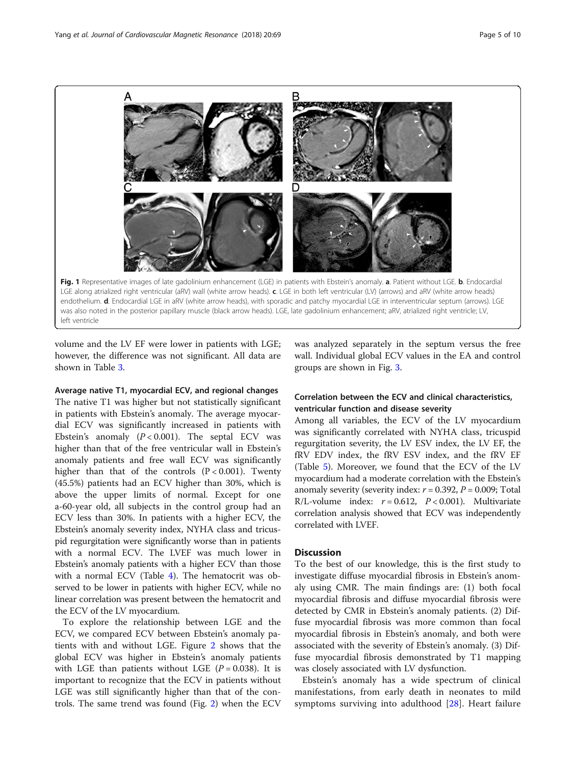Fig. 1 Representative images of late gadolinium enhancement (LGE) in patients with Ebstein's anomaly. **a**. Patient without LGE. **b**. Endocardial LGE along atrialized right ventricular (aRV) wall (white arrow heads). **c**. LGE in both left ventricular (LV) (arrows) and aRV (white arrow heads) endothelium. **d**. Endocardial LGE in aRV (white arrow heads), with sporadic and patchy myocardial LGE in interventricular septum (arrows). LGE was also noted in the posterior papillary muscle (black arrow heads). LGE, late gadolinium enhancement; aRV, atrialized right ventricle; LV, left ventricle

volume and the LV EF were lower in patients with LGE; however, the difference was not significant. All data are shown in Table 3.

### Average native T1, myocardial ECV, and regional changes

The native T1 was higher but not statistically significant in patients with Ebstein's anomaly. The average myocardial ECV was significantly increased in patients with Ebstein's anomaly ($P < 0.001$). The septal ECV was higher than that of the free ventricular wall in Ebstein's anomaly patients and free wall ECV was significantly higher than that of the controls ($P < 0.001$). Twenty (45.5%) patients had an ECV higher than 30%, which is above the upper limits of normal. Except for one a-60-year old, all subjects in the control group had an ECV less than 30%. In patients with a higher ECV, the Ebstein's anomaly severity index, NYHA class and tricuspid regurgitation were significantly worse than in patients with a normal ECV. The LVEF was much lower in Ebstein's anomaly patients with a higher ECV than those with a normal ECV (Table 4). The hematocrit was observed to be lower in patients with higher ECV, while no linear correlation was present between the hematocrit and the ECV of the LV myocardium.

To explore the relationship between LGE and the ECV, we compared ECV between Ebstein's anomaly patients with and without LGE. Figure 2 shows that the global ECV was higher in Ebstein's anomaly patients with LGE than patients without LGE ($P = 0.038$). It is important to recognize that the ECV in patients without LGE was still significantly higher than that of the controls. The same trend was found (Fig. 2) when the ECV was analyzed separately in the septum versus the free wall. Individual global ECV values in the EA and control groups are shown in Fig. 3.

### Correlation between the ECV and clinical characteristics, ventricular function and disease severity

Among all variables, the ECV of the LV myocardium was significantly correlated with NYHA class, tricuspid regurgitation severity, the LV ESV index, the LV EF, the fRV EDV index, the fRV ESV index, and the fRV EF (Table 5). Moreover, we found that the ECV of the LV myocardium had a moderate correlation with the Ebstein's anomaly severity (severity index: $r = 0.392$, $P = 0.009$; Total R/L-volume index: $r = 0.612$, $P < 0.001$). Multivariate correlation analysis showed that ECV was independently correlated with LVEF.

## Discussion

To the best of our knowledge, this is the first study to investigate diffuse myocardial fibrosis in Ebstein's anomaly using CMR. The main findings are: (1) both focal myocardial fibrosis and diffuse myocardial fibrosis were detected by CMR in Ebstein's anomaly patients. (2) Diffuse myocardial fibrosis was more common than focal myocardial fibrosis in Ebstein's anomaly, and both were associated with the severity of Ebstein's anomaly. (3) Diffuse myocardial fibrosis demonstrated by T1 mapping was closely associated with LV dysfunction.

Ebstein's anomaly has a wide spectrum of clinical manifestations, from early death in neonates to mild symptoms surviving into adulthood [28]. Heart failure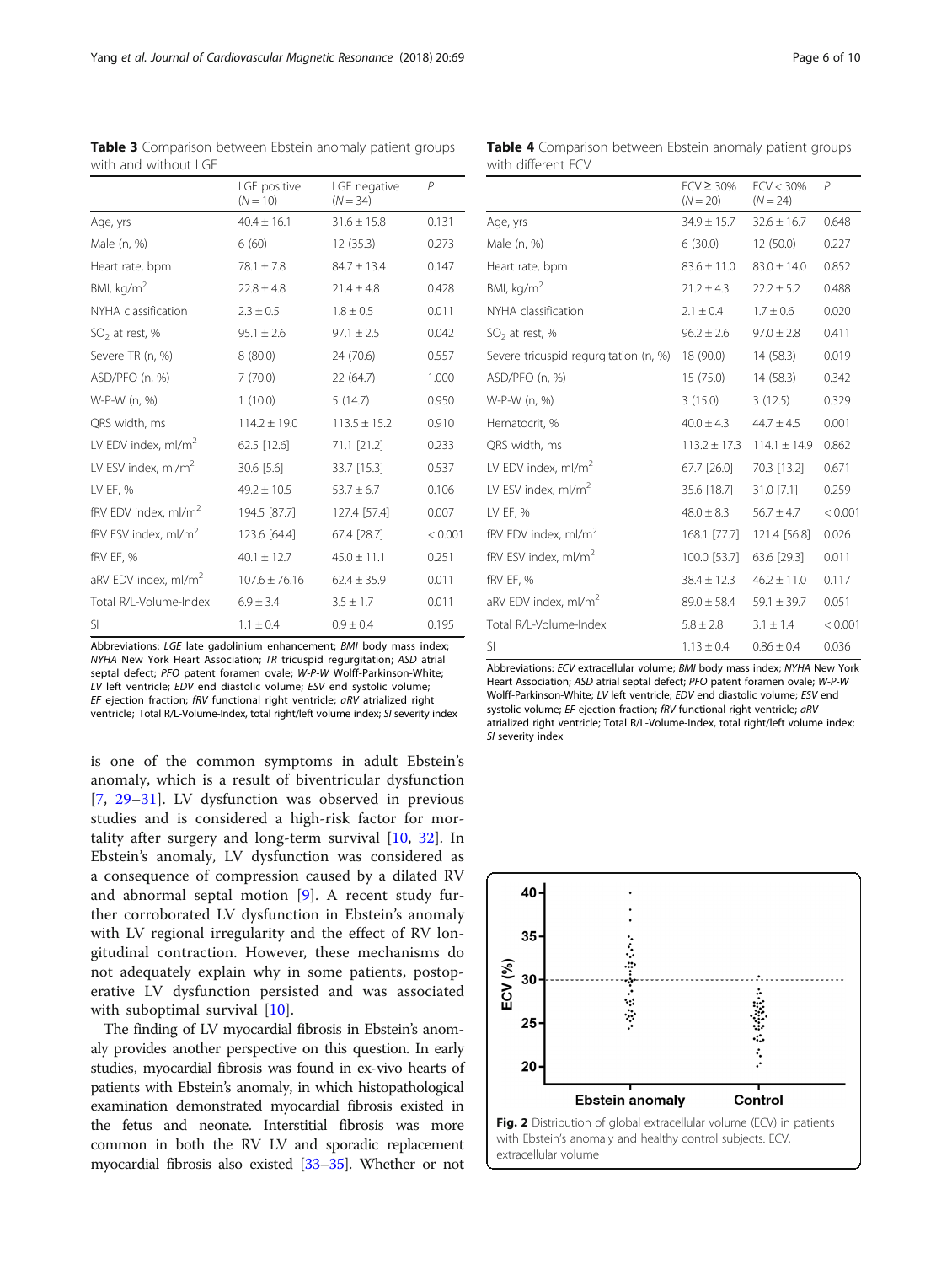**Table 3** Comparison between Ebstein anomaly patient groups with and without LGE

| | LGE positive ($N = 10$) | LGE negative ($N = 34$) | $P$ |
|---|---|---|---|
| Age, yrs | 40.4 ± 16.1 | 31.6 ± 15.8 | 0.131 |
| Male (n, %) | 6 (60) | 12 (35.3) | 0.273 |
| Heart rate, bpm | 78.1 ± 7.8 | 84.7 ± 13.4 | 0.147 |
| BMI, kg/m$^2$ | 22.8 ± 4.8 | 21.4 ± 4.8 | 0.428 |
| NYHA classification | 2.3 ± 0.5 | 1.8 ± 0.5 | 0.011 |
| $SO_2$ at rest, % | 95.1 ± 2.6 | 97.1 ± 2.5 | 0.042 |
| Severe TR (n, %) | 8 (80.0) | 24 (70.6) | 0.557 |
| ASD/PFO (n, %) | 7 (70.0) | 22 (64.7) | 1.000 |
| W-P-W (n, %) | 1 (10.0) | 5 (14.7) | 0.950 |
| QRS width, ms | 114.2 ± 19.0 | 113.5 ± 15.2 | 0.910 |
| LV EDV index, ml/m$^2$ | 62.5 [12.6] | 71.1 [21.2] | 0.233 |
| LV ESV index, ml/m$^2$ | 30.6 [5.6] | 33.7 [15.3] | 0.537 |
| LV EF, % | 49.2 ± 10.5 | 53.7 ± 6.7 | 0.106 |
| fRV EDV index, ml/m$^2$ | 194.5 [87.7] | 127.4 [57.4] | 0.007 |
| fRV ESV index, ml/m$^2$ | 123.6 [64.4] | 67.4 [28.7] | < 0.001 |
| fRV EF, % | 40.1 ± 12.7 | 45.0 ± 11.1 | 0.251 |
| aRV EDV index, ml/m$^2$ | 107.6 ± 76.16 | 62.4 ± 35.9 | 0.011 |
| Total R/L-Volume-Index | 6.9 ± 3.4 | 3.5 ± 1.7 | 0.011 |
| SI | 1.1 ± 0.4 | 0.9 ± 0.4 | 0.195 |

Abbreviations: *LGE* late gadolinium enhancement; *BMI* body mass index; *NYHA* New York Heart Association; *TR* tricuspid regurgitation; *ASD* atrial septal defect; *PFO* patent foramen ovale; *W-P-W* Wolff-Parkinson-White; *LV* left ventricle; *EDV* end diastolic volume; *ESV* end systolic volume; *EF* ejection fraction; *fRV* functional right ventricle; *aRV* atrialized right ventricle; Total R/L-Volume-Index, total right/left volume index; *SI* severity index

**Table 4** Comparison between Ebstein anomaly patient groups with different ECV

| | ECV ≥ 30% ($N = 20$) | ECV < 30% ($N = 24$) | $P$ |
|---|---|---|---|
| Age, yrs | 34.9 ± 15.7 | 32.6 ± 16.7 | 0.648 |
| Male (n, %) | 6 (30.0) | 12 (50.0) | 0.227 |
| Heart rate, bpm | 83.6 ± 11.0 | 83.0 ± 14.0 | 0.852 |
| BMI, kg/m$^2$ | 21.2 ± 4.3 | 22.2 ± 5.2 | 0.488 |
| NYHA classification | 2.1 ± 0.4 | 1.7 ± 0.6 | 0.020 |
| $SO_2$ at rest, % | 96.2 ± 2.6 | 97.0 ± 2.8 | 0.411 |
| Severe tricuspid regurgitation (n, %) | 18 (90.0) | 14 (58.3) | 0.019 |
| ASD/PFO (n, %) | 15 (75.0) | 14 (58.3) | 0.342 |
| W-P-W (n, %) | 3 (15.0) | 3 (12.5) | 0.329 |
| Hematocrit, % | 40.0 ± 4.3 | 44.7 ± 4.5 | 0.001 |
| QRS width, ms | 113.2 ± 17.3 | 114.1 ± 14.9 | 0.862 |
| LV EDV index, ml/m$^2$ | 67.7 [26.0] | 70.3 [13.2] | 0.671 |
| LV ESV index, ml/m$^2$ | 35.6 [18.7] | 31.0 [7.1] | 0.259 |
| LV EF, % | 48.0 ± 8.3 | 56.7 ± 4.7 | < 0.001 |
| fRV EDV index, ml/m$^2$ | 168.1 [77.7] | 121.4 [56.8] | 0.026 |
| fRV ESV index, ml/m$^2$ | 100.0 [53.7] | 63.6 [29.3] | 0.011 |
| fRV EF, % | 38.4 ± 12.3 | 46.2 ± 11.0 | 0.117 |
| aRV EDV index, ml/m$^2$ | 89.0 ± 58.4 | 59.1 ± 39.7 | 0.051 |
| Total R/L-Volume-Index | 5.8 ± 2.8 | 3.1 ± 1.4 | < 0.001 |
| SI | 1.13 ± 0.4 | 0.86 ± 0.4 | 0.036 |

Abbreviations: *ECV* extracellular volume; *BMI* body mass index; *NYHA* New York Heart Association; *ASD* atrial septal defect; *PFO* patent foramen ovale; *W-P-W* Wolff-Parkinson-White; *LV* left ventricle; *EDV* end diastolic volume; *ESV* end systolic volume; *EF* ejection fraction; *fRV* functional right ventricle; *aRV* atrialized right ventricle; Total R/L-Volume-Index, total right/left volume index; *SI* severity index

is one of the common symptoms in adult Ebstein's anomaly, which is a result of biventricular dysfunction [7, 29–31]. LV dysfunction was observed in previous studies and is considered a high-risk factor for mortality after surgery and long-term survival [10, 32]. In Ebstein's anomaly, LV dysfunction was considered as a consequence of compression caused by a dilated RV and abnormal septal motion [9]. A recent study further corroborated LV dysfunction in Ebstein's anomaly with LV regional irregularity and the effect of RV longitudinal contraction. However, these mechanisms do not adequately explain why in some patients, postoperative LV dysfunction persisted and was associated with suboptimal survival [10].

The finding of LV myocardial fibrosis in Ebstein's anomaly provides another perspective on this question. In early studies, myocardial fibrosis was found in ex-vivo hearts of patients with Ebstein's anomaly, in which histopathological examination demonstrated myocardial fibrosis existed in the fetus and neonate. Interstitial fibrosis was more common in both the RV LV and sporadic replacement myocardial fibrosis also existed [33–35]. Whether or not

ECV (%)
40
35
30
25
20
Ebstein anomaly
Control

**Fig. 2** Distribution of global extracellular volume (ECV) in patients with Ebstein's anomaly and healthy control subjects. ECV, extracellular volume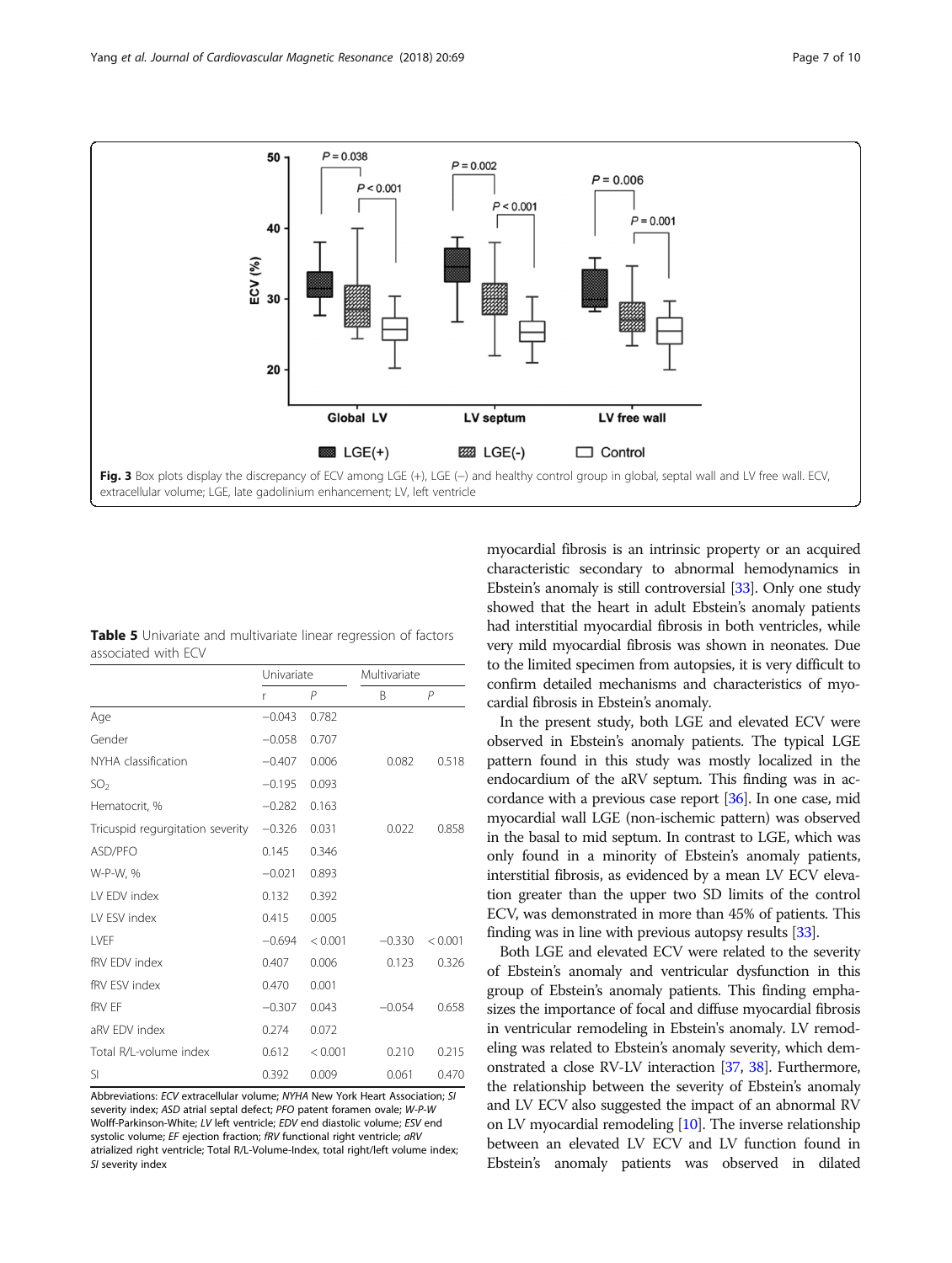P = 0.038

P < 0.001

P = 0.002

P < 0.001

P = 0.006

P = 0.001

50

40

30

20

ECV (%)

Global LV

LV septum

LV free wall

LGE(+)

LGE(-)

Control

**Fig. 3** Box plots display the discrepancy of ECV among LGE (+), LGE (−) and healthy control group in global, septal wall and LV free wall. ECV, extracellular volume; LGE, late gadolinium enhancement; LV, left ventricle

**Table 5** Univariate and multivariate linear regression of factors associated with ECV

| | Univariate | | Multivariate | |
|---|---|---|---|---|
| | r | *P* | B | *P* |
| Age | −0.043 | 0.782 | | |
| Gender | −0.058 | 0.707 | | |
| NYHA classification | −0.407 | 0.006 | 0.082 | 0.518 |
| $SO_2$ | −0.195 | 0.093 | | |
| Hematocrit, % | −0.282 | 0.163 | | |
| Tricuspid regurgitation severity | −0.326 | 0.031 | 0.022 | 0.858 |
| ASD/PFO | 0.145 | 0.346 | | |
| W-P-W, % | −0.021 | 0.893 | | |
| LV EDV index | 0.132 | 0.392 | | |
| LV ESV index | 0.415 | 0.005 | | |
| LVEF | −0.694 | < 0.001 | −0.330 | < 0.001 |
| fRV EDV index | 0.407 | 0.006 | 0.123 | 0.326 |
| fRV ESV index | 0.470 | 0.001 | | |
| fRV EF | −0.307 | 0.043 | −0.054 | 0.658 |
| aRV EDV index | 0.274 | 0.072 | | |
| Total R/L-volume index | 0.612 | < 0.001 | 0.210 | 0.215 |
| SI | 0.392 | 0.009 | 0.061 | 0.470 |

Abbreviations: *ECV* extracellular volume; *NYHA* New York Heart Association; *SI* severity index; *ASD* atrial septal defect; *PFO* patent foramen ovale; *W-P-W* Wolff-Parkinson-White; *LV* left ventricle; *EDV* end diastolic volume; *ESV* end systolic volume; *EF* ejection fraction; *fRV* functional right ventricle; *aRV* atrialized right ventricle; Total R/L-Volume-Index, total right/left volume index; *SI* severity index

myocardial fibrosis is an intrinsic property or an acquired characteristic secondary to abnormal hemodynamics in Ebstein's anomaly is still controversial [33]. Only one study showed that the heart in adult Ebstein's anomaly patients had interstitial myocardial fibrosis in both ventricles, while very mild myocardial fibrosis was shown in neonates. Due to the limited specimen from autopsies, it is very difficult to confirm detailed mechanisms and characteristics of myocardial fibrosis in Ebstein's anomaly.

In the present study, both LGE and elevated ECV were observed in Ebstein's anomaly patients. The typical LGE pattern found in this study was mostly localized in the endocardium of the aRV septum. This finding was in accordance with a previous case report [36]. In one case, mid myocardial wall LGE (non-ischemic pattern) was observed in the basal to mid septum. In contrast to LGE, which was only found in a minority of Ebstein's anomaly patients, interstitial fibrosis, as evidenced by a mean LV ECV elevation greater than the upper two SD limits of the control ECV, was demonstrated in more than 45% of patients. This finding was in line with previous autopsy results [33].

Both LGE and elevated ECV were related to the severity of Ebstein's anomaly and ventricular dysfunction in this group of Ebstein's anomaly patients. This finding emphasizes the importance of focal and diffuse myocardial fibrosis in ventricular remodeling in Ebstein's anomaly. LV remodeling was related to Ebstein's anomaly severity, which demonstrated a close RV-LV interaction [37, 38]. Furthermore, the relationship between the severity of Ebstein's anomaly and LV ECV also suggested the impact of an abnormal RV on LV myocardial remodeling [10]. The inverse relationship between an elevated LV ECV and LV function found in Ebstein's anomaly patients was observed in dilated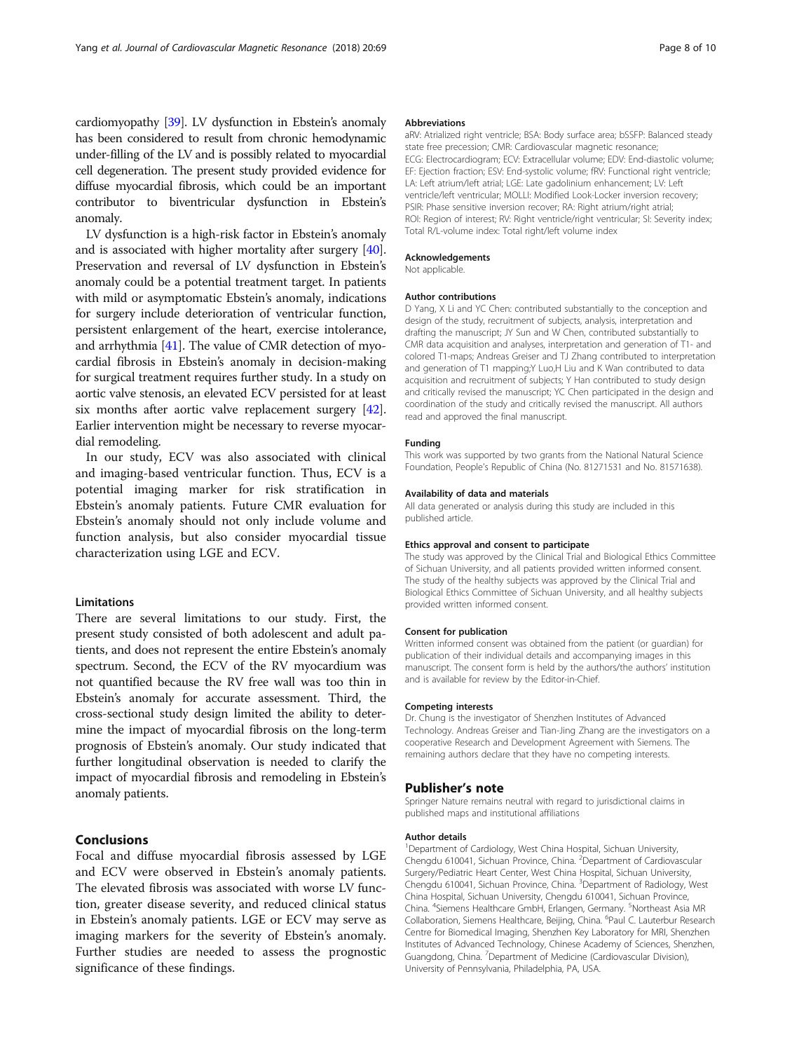cardiomyopathy [39]. LV dysfunction in Ebstein's anomaly has been considered to result from chronic hemodynamic under-filling of the LV and is possibly related to myocardial cell degeneration. The present study provided evidence for diffuse myocardial fibrosis, which could be an important contributor to biventricular dysfunction in Ebstein's anomaly.

LV dysfunction is a high-risk factor in Ebstein's anomaly and is associated with higher mortality after surgery [40]. Preservation and reversal of LV dysfunction in Ebstein's anomaly could be a potential treatment target. In patients with mild or asymptomatic Ebstein's anomaly, indications for surgery include deterioration of ventricular function, persistent enlargement of the heart, exercise intolerance, and arrhythmia [41]. The value of CMR detection of myocardial fibrosis in Ebstein's anomaly in decision-making for surgical treatment requires further study. In a study on aortic valve stenosis, an elevated ECV persisted for at least six months after aortic valve replacement surgery [42]. Earlier intervention might be necessary to reverse myocardial remodeling.

In our study, ECV was also associated with clinical and imaging-based ventricular function. Thus, ECV is a potential imaging marker for risk stratification in Ebstein's anomaly patients. Future CMR evaluation for Ebstein's anomaly should not only include volume and function analysis, but also consider myocardial tissue characterization using LGE and ECV.

### Limitations

There are several limitations to our study. First, the present study consisted of both adolescent and adult patients, and does not represent the entire Ebstein's anomaly spectrum. Second, the ECV of the RV myocardium was not quantified because the RV free wall was too thin in Ebstein's anomaly for accurate assessment. Third, the cross-sectional study design limited the ability to determine the impact of myocardial fibrosis on the long-term prognosis of Ebstein's anomaly. Our study indicated that further longitudinal observation is needed to clarify the impact of myocardial fibrosis and remodeling in Ebstein's anomaly patients.

## Conclusions

Focal and diffuse myocardial fibrosis assessed by LGE and ECV were observed in Ebstein's anomaly patients. The elevated fibrosis was associated with worse LV function, greater disease severity, and reduced clinical status in Ebstein's anomaly patients. LGE or ECV may serve as imaging markers for the severity of Ebstein's anomaly. Further studies are needed to assess the prognostic significance of these findings.

#### Abbreviations

aRV: Atrialized right ventricle; BSA: Body surface area; bSSFP: Balanced steady state free precession; CMR: Cardiovascular magnetic resonance; ECG: Electrocardiogram; ECV: Extracellular volume; EDV: End-diastolic volume; EF: Ejection fraction; ESV: End-systolic volume; fRV: Functional right ventricle; LA: Left atrium/left atrial; LGE: Late gadolinium enhancement; LV: Left ventricle/left ventricular; MOLLI: Modified Look-Locker inversion recovery; PSIR: Phase sensitive inversion recover; RA: Right atrium/right atrial; ROI: Region of interest; RV: Right ventricle/right ventricular; SI: Severity index; Total R/L-volume index: Total right/left volume index

#### Acknowledgements

Not applicable.

#### Author contributions

D Yang, X Li and YC Chen: contributed substantially to the conception and design of the study, recruitment of subjects, analysis, interpretation and drafting the manuscript; JY Sun and W Chen, contributed substantially to CMR data acquisition and analyses, interpretation and generation of T1- and colored T1-maps; Andreas Greiser and TJ Zhang contributed to interpretation and generation of T1 mapping;Y Luo,H Liu and K Wan contributed to data acquisition and recruitment of subjects; Y Han contributed to study design and critically revised the manuscript; YC Chen participated in the design and coordination of the study and critically revised the manuscript. All authors read and approved the final manuscript.

#### Funding

This work was supported by two grants from the National Natural Science Foundation, People's Republic of China (No. 81271531 and No. 81571638).

#### Availability of data and materials

All data generated or analysis during this study are included in this published article.

#### Ethics approval and consent to participate

The study was approved by the Clinical Trial and Biological Ethics Committee of Sichuan University, and all patients provided written informed consent. The study of the healthy subjects was approved by the Clinical Trial and Biological Ethics Committee of Sichuan University, and all healthy subjects provided written informed consent.

#### Consent for publication

Written informed consent was obtained from the patient (or guardian) for publication of their individual details and accompanying images in this manuscript. The consent form is held by the authors/the authors' institution and is available for review by the Editor-in-Chief.

#### Competing interests

Dr. Chung is the investigator of Shenzhen Institutes of Advanced Technology. Andreas Greiser and Tian-Jing Zhang are the investigators on a cooperative Research and Development Agreement with Siemens. The remaining authors declare that they have no competing interests.

## Publisher's note

Springer Nature remains neutral with regard to jurisdictional claims in published maps and institutional affiliations

#### Author details

[1]Department of Cardiology, West China Hospital, Sichuan University, Chengdu 610041, Sichuan Province, China. [2]Department of Cardiovascular Surgery/Pediatric Heart Center, West China Hospital, Sichuan University, Chengdu 610041, Sichuan Province, China. [3]Department of Radiology, West China Hospital, Sichuan University, Chengdu 610041, Sichuan Province, China. [4]Siemens Healthcare GmbH, Erlangen, Germany. [5]Northeast Asia MR Collaboration, Siemens Healthcare, Beijing, China. [6]Paul C. Lauterbur Research Centre for Biomedical Imaging, Shenzhen Key Laboratory for MRI, Shenzhen Institutes of Advanced Technology, Chinese Academy of Sciences, Shenzhen, Guangdong, China. [7]Department of Medicine (Cardiovascular Division), University of Pennsylvania, Philadelphia, PA, USA.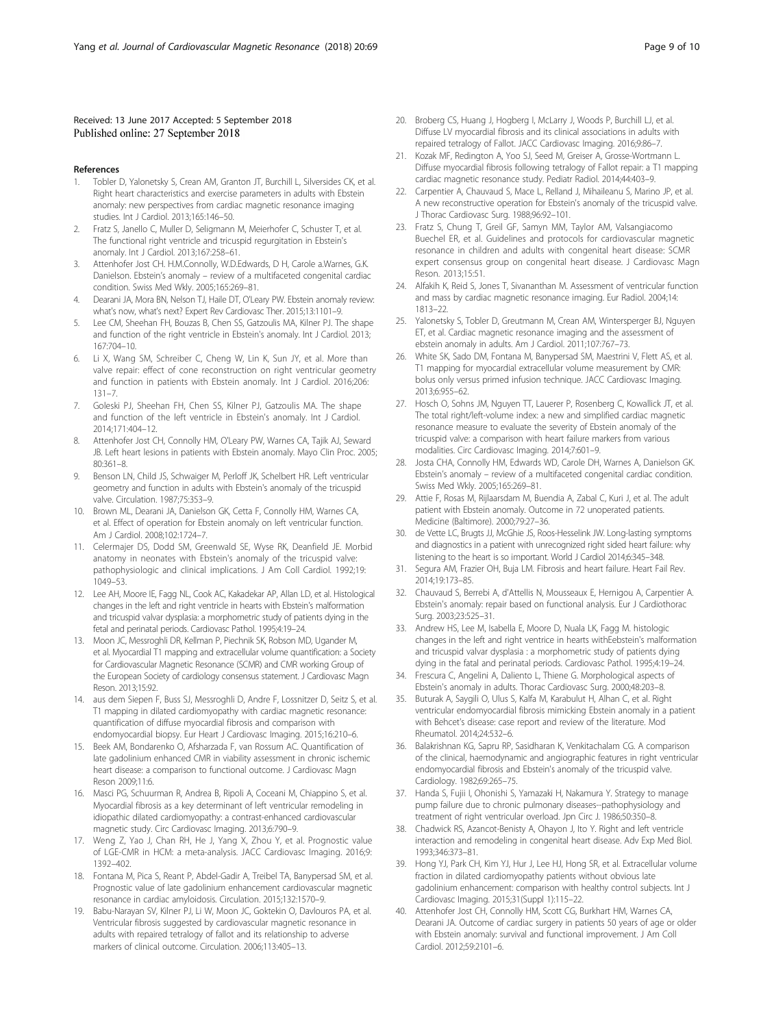Received: 13 June 2017 Accepted: 5 September 2018
Published online: 27 September 2018

## References

1. Tobler D, Yalonetsky S, Crean AM, Granton JT, Burchill L, Silversides CK, et al. Right heart characteristics and exercise parameters in adults with Ebstein anomaly: new perspectives from cardiac magnetic resonance imaging studies. Int J Cardiol. 2013;165:146–50.
2. Fratz S, Janello C, Muller D, Seligmann M, Meierhofer C, Schuster T, et al. The functional right ventricle and tricuspid regurgitation in Ebstein's anomaly. Int J Cardiol. 2013;167:258–61.
3. Attenhofer Jost CH. H.M.Connolly, W.D.Edwards, D H, Carole a.Warnes, G.K. Danielson. Ebstein's anomaly – review of a multifaceted congenital cardiac condition. Swiss Med Wkly. 2005;165:269–81.
4. Dearani JA, Mora BN, Nelson TJ, Haile DT, O'Leary PW. Ebstein anomaly review: what's now, what's next? Expert Rev Cardiovasc Ther. 2015;13:1101–9.
5. Lee CM, Sheehan FH, Bouzas B, Chen SS, Gatzoulis MA, Kilner PJ. The shape and function of the right ventricle in Ebstein's anomaly. Int J Cardiol. 2013; 167:704–10.
6. Li X, Wang SM, Schreiber C, Cheng W, Lin K, Sun JY, et al. More than valve repair: effect of cone reconstruction on right ventricular geometry and function in patients with Ebstein anomaly. Int J Cardiol. 2016;206: 131–7.
7. Goleski PJ, Sheehan FH, Chen SS, Kilner PJ, Gatzoulis MA. The shape and function of the left ventricle in Ebstein's anomaly. Int J Cardiol. 2014;171:404–12.
8. Attenhofer Jost CH, Connolly HM, O'Leary PW, Warnes CA, Tajik AJ, Seward JB. Left heart lesions in patients with Ebstein anomaly. Mayo Clin Proc. 2005; 80:361–8.
9. Benson LN, Child JS, Schwaiger M, Perloff JK, Schelbert HR. Left ventricular geometry and function in adults with Ebstein's anomaly of the tricuspid valve. Circulation. 1987;75:353–9.
10. Brown ML, Dearani JA, Danielson GK, Cetta F, Connolly HM, Warnes CA, et al. Effect of operation for Ebstein anomaly on left ventricular function. Am J Cardiol. 2008;102:1724–7.
11. Celermajer DS, Dodd SM, Greenwald SE, Wyse RK, Deanfield JE. Morbid anatomy in neonates with Ebstein's anomaly of the tricuspid valve: pathophysiologic and clinical implications. J Am Coll Cardiol. 1992;19: 1049–53.
12. Lee AH, Moore IE, Fagg NL, Cook AC, Kakadekar AP, Allan LD, et al. Histological changes in the left and right ventricle in hearts with Ebstein's malformation and tricuspid valvar dysplasia: a morphometric study of patients dying in the fetal and perinatal periods. Cardiovasc Pathol. 1995;4:19–24.
13. Moon JC, Messroghli DR, Kellman P, Piechnik SK, Robson MD, Ugander M, et al. Myocardial T1 mapping and extracellular volume quantification: a Society for Cardiovascular Magnetic Resonance (SCMR) and CMR working Group of the European Society of cardiology consensus statement. J Cardiovasc Magn Reson. 2013;15:92.
14. aus dem Siepen F, Buss SJ, Messroghli D, Andre F, Lossnitzer D, Seitz S, et al. T1 mapping in dilated cardiomyopathy with cardiac magnetic resonance: quantification of diffuse myocardial fibrosis and comparison with endomyocardial biopsy. Eur Heart J Cardiovasc Imaging. 2015;16:210–6.
15. Beek AM, Bondarenko O, Afsharzada F, van Rossum AC. Quantification of late gadolinium enhanced CMR in viability assessment in chronic ischemic heart disease: a comparison to functional outcome. J Cardiovasc Magn Reson 2009;11:6.
16. Masci PG, Schuurman R, Andrea B, Ripoli A, Coceani M, Chiappino S, et al. Myocardial fibrosis as a key determinant of left ventricular remodeling in idiopathic dilated cardiomyopathy: a contrast-enhanced cardiovascular magnetic study. Circ Cardiovasc Imaging. 2013;6:790–9.
17. Weng Z, Yao J, Chan RH, He J, Yang X, Zhou Y, et al. Prognostic value of LGE-CMR in HCM: a meta-analysis. JACC Cardiovasc Imaging. 2016;9: 1392–402.
18. Fontana M, Pica S, Reant P, Abdel-Gadir A, Treibel TA, Banypersad SM, et al. Prognostic value of late gadolinium enhancement cardiovascular magnetic resonance in cardiac amyloidosis. Circulation. 2015;132:1570–9.
19. Babu-Narayan SV, Kilner PJ, Li W, Moon JC, Goktekin O, Davlouros PA, et al. Ventricular fibrosis suggested by cardiovascular magnetic resonance in adults with repaired tetralogy of fallot and its relationship to adverse markers of clinical outcome. Circulation. 2006;113:405–13.
20. Broberg CS, Huang J, Hogberg I, McLarry J, Woods P, Burchill LJ, et al. Diffuse LV myocardial fibrosis and its clinical associations in adults with repaired tetralogy of Fallot. JACC Cardiovasc Imaging. 2016;9:86–7.
21. Kozak MF, Redington A, Yoo SJ, Seed M, Greiser A, Grosse-Wortmann L. Diffuse myocardial fibrosis following tetralogy of Fallot repair: a T1 mapping cardiac magnetic resonance study. Pediatr Radiol. 2014;44:403–9.
22. Carpentier A, Chauvaud S, Mace L, Relland J, Mihaileanu S, Marino JP, et al. A new reconstructive operation for Ebstein's anomaly of the tricuspid valve. J Thorac Cardiovasc Surg. 1988;96:92–101.
23. Fratz S, Chung T, Greil GF, Samyn MM, Taylor AM, Valsangiacomo Buechel ER, et al. Guidelines and protocols for cardiovascular magnetic resonance in children and adults with congenital heart disease: SCMR expert consensus group on congenital heart disease. J Cardiovasc Magn Reson. 2013;15:51.
24. Alfakih K, Reid S, Jones T, Sivananthan M. Assessment of ventricular function and mass by cardiac magnetic resonance imaging. Eur Radiol. 2004;14: 1813–22.
25. Yalonetsky S, Tobler D, Greutmann M, Crean AM, Wintersperger BJ, Nguyen ET, et al. Cardiac magnetic resonance imaging and the assessment of ebstein anomaly in adults. Am J Cardiol. 2011;107:767–73.
26. White SK, Sado DM, Fontana M, Banypersad SM, Maestrini V, Flett AS, et al. T1 mapping for myocardial extracellular volume measurement by CMR: bolus only versus primed infusion technique. JACC Cardiovasc Imaging. 2013;6:955–62.
27. Hosch O, Sohns JM, Nguyen TT, Lauerer P, Rosenberg C, Kowallick JT, et al. The total right/left-volume index: a new and simplified cardiac magnetic resonance measure to evaluate the severity of Ebstein anomaly of the tricuspid valve: a comparison with heart failure markers from various modalities. Circ Cardiovasc Imaging. 2014;7:601–9.
28. Josta CHA, Connolly HM, Edwards WD, Carole DH, Warnes A, Danielson GK. Ebstein's anomaly – review of a multifaceted congenital cardiac condition. Swiss Med Wkly. 2005;165:269–81.
29. Attie F, Rosas M, Rijlaarsdam M, Buendia A, Zabal C, Kuri J, et al. The adult patient with Ebstein anomaly. Outcome in 72 unoperated patients. Medicine (Baltimore). 2000;79:27–36.
30. de Vette LC, Brugts JJ, McGhie JS, Roos-Hesselink JW. Long-lasting symptoms and diagnostics in a patient with unrecognized right sided heart failure: why listening to the heart is so important. World J Cardiol 2014;6:345–348.
31. Segura AM, Frazier OH, Buja LM. Fibrosis and heart failure. Heart Fail Rev. 2014;19:173–85.
32. Chauvaud S, Berrebi A, d'Attellis N, Mousseaux E, Hernigou A, Carpentier A. Ebstein's anomaly: repair based on functional analysis. Eur J Cardiothorac Surg. 2003;23:525–31.
33. Andrew HS, Lee M, Isabella E, Moore D, Nuala LK, Fagg M. histologic changes in the left and right ventrice in hearts withEebstein's malformation and tricuspid valvar dysplasia : a morphometric study of patients dying dying in the fatal and perinatal periods. Cardiovasc Pathol. 1995;4:19–24.
34. Frescura C, Angelini A, Daliento L, Thiene G. Morphological aspects of Ebstein's anomaly in adults. Thorac Cardiovasc Surg. 2000;48:203–8.
35. Buturak A, Saygili O, Ulus S, Kalfa M, Karabulut H, Alhan C, et al. Right ventricular endomyocardial fibrosis mimicking Ebstein anomaly in a patient with Behcet's disease: case report and review of the literature. Mod Rheumatol. 2014;24:532–6.
36. Balakrishnan KG, Sapru RP, Sasidharan K, Venkitachalam CG. A comparison of the clinical, haemodynamic and angiographic features in right ventricular endomyocardial fibrosis and Ebstein's anomaly of the tricuspid valve. Cardiology. 1982;69:265–75.
37. Handa S, Fujii I, Ohonishi S, Yamazaki H, Nakamura Y. Strategy to manage pump failure due to chronic pulmonary diseases--pathophysiology and treatment of right ventricular overload. Jpn Circ J. 1986;50:350–8.
38. Chadwick RS, Azancot-Benisty A, Ohayon J, Ito Y. Right and left ventricle interaction and remodeling in congenital heart disease. Adv Exp Med Biol. 1993;346:373–81.
39. Hong YJ, Park CH, Kim YJ, Hur J, Lee HJ, Hong SR, et al. Extracellular volume fraction in dilated cardiomyopathy patients without obvious late gadolinium enhancement: comparison with healthy control subjects. Int J Cardiovasc Imaging. 2015;31(Suppl 1):115–22.
40. Attenhofer Jost CH, Connolly HM, Scott CG, Burkhart HM, Warnes CA, Dearani JA. Outcome of cardiac surgery in patients 50 years of age or older with Ebstein anomaly: survival and functional improvement. J Am Coll Cardiol. 2012;59:2101–6.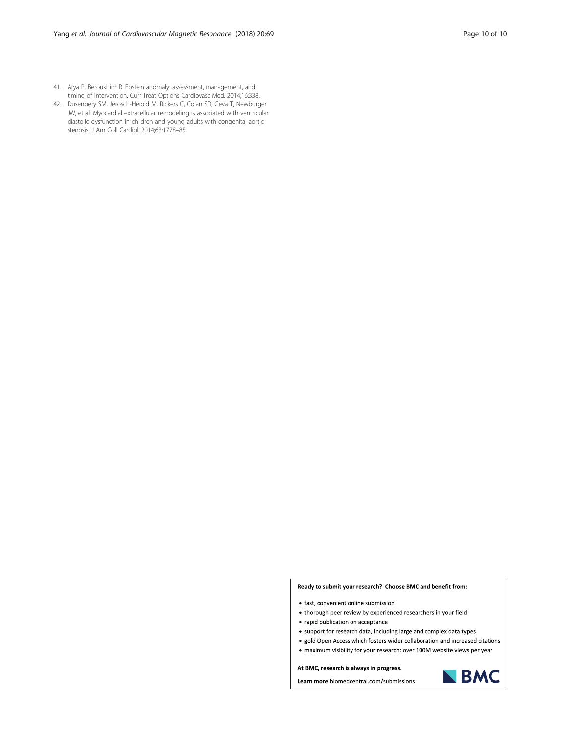41. Arya P, Beroukhim R. Ebstein anomaly: assessment, management, and timing of intervention. Curr Treat Options Cardiovasc Med. 2014;16:338.
42. Dusenbery SM, Jerosch-Herold M, Rickers C, Colan SD, Geva T, Newburger JW, et al. Myocardial extracellular remodeling is associated with ventricular diastolic dysfunction in children and young adults with congenital aortic stenosis. J Am Coll Cardiol. 2014;63:1778–85.

**Ready to submit your research? Choose BMC and benefit from:**

- fast, convenient online submission
- thorough peer review by experienced researchers in your field
- rapid publication on acceptance
- support for research data, including large and complex data types
- gold Open Access which fosters wider collaboration and increased citations
- maximum visibility for your research: over 100M website views per year

**At BMC, research is always in progress.**

**Learn more** biomedcentral.com/submissions

BMC